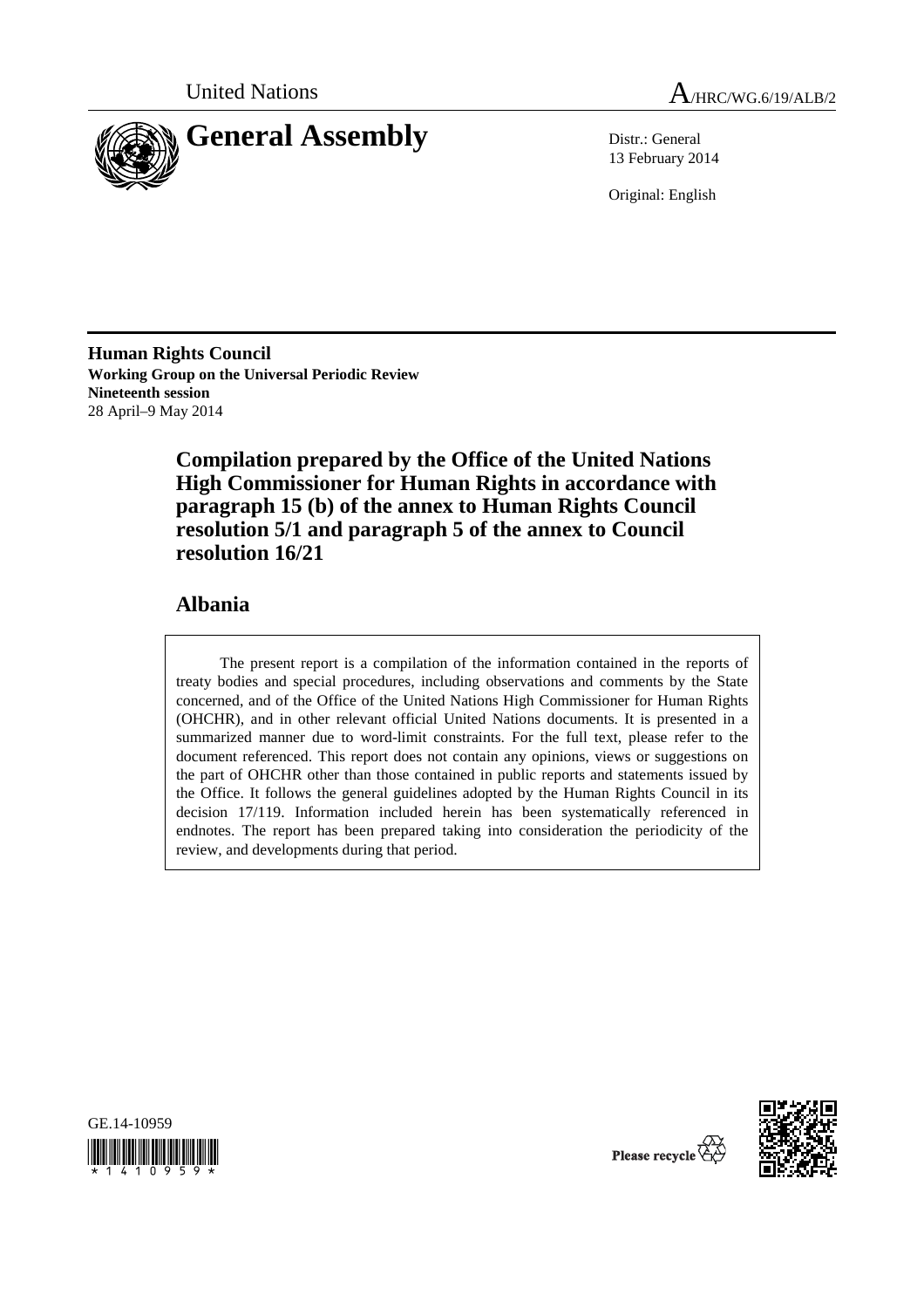United Nations

A/HRC/WG.6/19/ALB/2

# General Assembly

Distr.: General
13 February 2014

Original: English

**Human Rights Council**
**Working Group on the Universal Periodic Review**
**Nineteenth session**
28 April–9 May 2014

## Compilation prepared by the Office of the United Nations High Commissioner for Human Rights in accordance with paragraph 15 (b) of the annex to Human Rights Council resolution 5/1 and paragraph 5 of the annex to Council resolution 16/21

## Albania

The present report is a compilation of the information contained in the reports of treaty bodies and special procedures, including observations and comments by the State concerned, and of the Office of the United Nations High Commissioner for Human Rights (OHCHR), and in other relevant official United Nations documents. It is presented in a summarized manner due to word-limit constraints. For the full text, please refer to the document referenced. This report does not contain any opinions, views or suggestions on the part of OHCHR other than those contained in public reports and statements issued by the Office. It follows the general guidelines adopted by the Human Rights Council in its decision 17/119. Information included herein has been systematically referenced in endnotes. The report has been prepared taking into consideration the periodicity of the review, and developments during that period.

GE.14-10959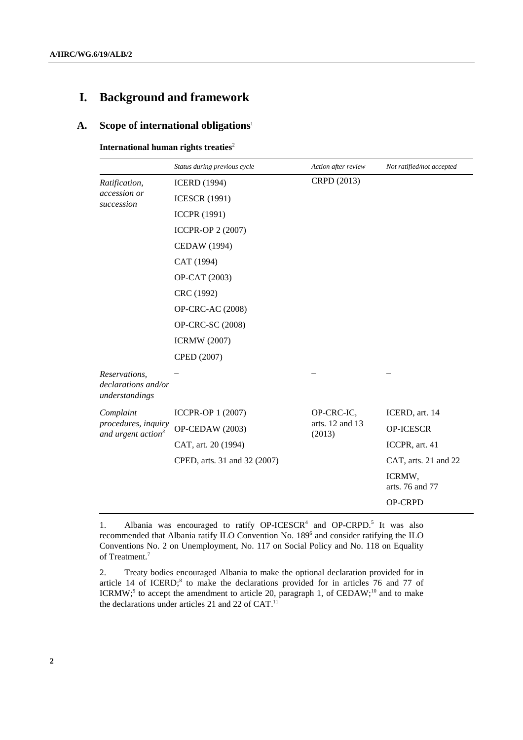# I. Background and framework

## A. Scope of international obligations[1]

**International human rights treaties**[2]

| | *Status during previous cycle* | *Action after review* | *Not ratified/not accepted* |
|---|---|---|---|
| *Ratification, accession or succession* | ICERD (1994) | CRPD (2013) | |
| | ICESCR (1991) | | |
| | ICCPR (1991) | | |
| | ICCPR-OP 2 (2007) | | |
| | CEDAW (1994) | | |
| | CAT (1994) | | |
| | OP-CAT (2003) | | |
| | CRC (1992) | | |
| | OP-CRC-AC (2008) | | |
| | OP-CRC-SC (2008) | | |
| | ICRMW (2007) | | |
| | CPED (2007) | | |
| *Reservations, declarations and/or understandings* | – | – | – |
| *Complaint procedures, inquiry and urgent action*[3] | ICCPR-OP 1 (2007) | OP-CRC-IC, arts. 12 and 13 (2013) | ICERD, art. 14 |
| | OP-CEDAW (2003) | | OP-ICESCR |
| | CAT, art. 20 (1994) | | ICCPR, art. 41 |
| | CPED, arts. 31 and 32 (2007) | | CAT, arts. 21 and 22 |
| | | | ICRMW, arts. 76 and 77 |
| | | | OP-CRPD |

1. Albania was encouraged to ratify OP-ICESCR[4] and OP-CRPD.[5] It was also recommended that Albania ratify ILO Convention No. 189[6] and consider ratifying the ILO Conventions No. 2 on Unemployment, No. 117 on Social Policy and No. 118 on Equality of Treatment.[7]

2. Treaty bodies encouraged Albania to make the optional declaration provided for in article 14 of ICERD;[8] to make the declarations provided for in articles 76 and 77 of ICRMW;[9] to accept the amendment to article 20, paragraph 1, of CEDAW;[10] and to make the declarations under articles 21 and 22 of CAT.[11]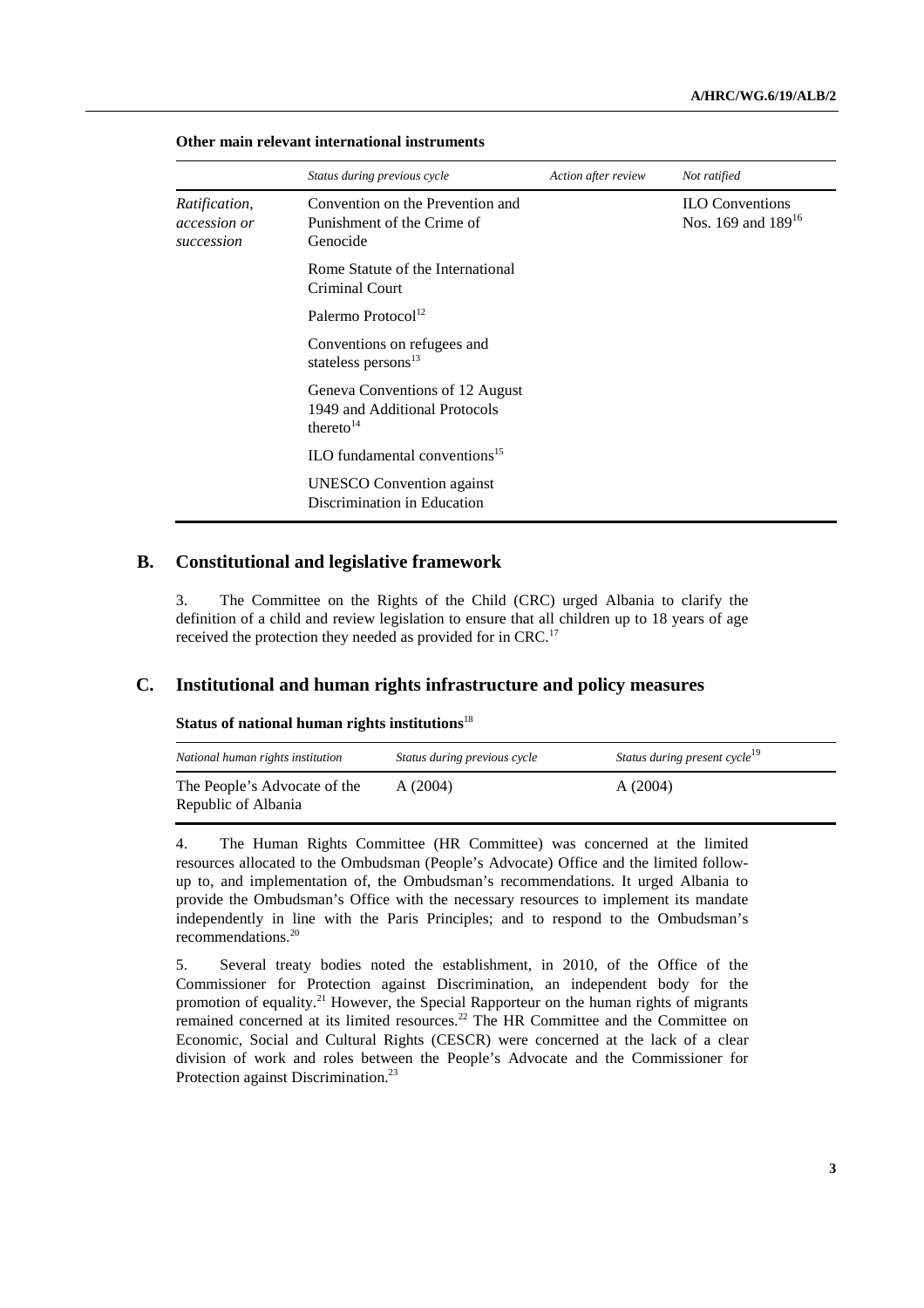**Other main relevant international instruments**

| | Status during previous cycle | Action after review | Not ratified |
|---|---|---|---|
| *Ratification, accession or succession* | Convention on the Prevention and Punishment of the Crime of Genocide | | ILO Conventions Nos. 169 and 189[16] |
| | Rome Statute of the International Criminal Court | | |
| | Palermo Protocol[12] | | |
| | Conventions on refugees and stateless persons[13] | | |
| | Geneva Conventions of 12 August 1949 and Additional Protocols thereto[14] | | |
| | ILO fundamental conventions[15] | | |
| | UNESCO Convention against Discrimination in Education | | |

## B. Constitutional and legislative framework

3. The Committee on the Rights of the Child (CRC) urged Albania to clarify the definition of a child and review legislation to ensure that all children up to 18 years of age received the protection they needed as provided for in CRC.[17]

## C. Institutional and human rights infrastructure and policy measures

**Status of national human rights institutions**[18]

| *National human rights institution* | *Status during previous cycle* | *Status during present cycle*[19] |
|---|---|---|
| The People's Advocate of the Republic of Albania | A (2004) | A (2004) |

4. The Human Rights Committee (HR Committee) was concerned at the limited resources allocated to the Ombudsman (People's Advocate) Office and the limited follow-up to, and implementation of, the Ombudsman's recommendations. It urged Albania to provide the Ombudsman's Office with the necessary resources to implement its mandate independently in line with the Paris Principles; and to respond to the Ombudsman's recommendations.[20]

5. Several treaty bodies noted the establishment, in 2010, of the Office of the Commissioner for Protection against Discrimination, an independent body for the promotion of equality.[21] However, the Special Rapporteur on the human rights of migrants remained concerned at its limited resources.[22] The HR Committee and the Committee on Economic, Social and Cultural Rights (CESCR) were concerned at the lack of a clear division of work and roles between the People's Advocate and the Commissioner for Protection against Discrimination.[23]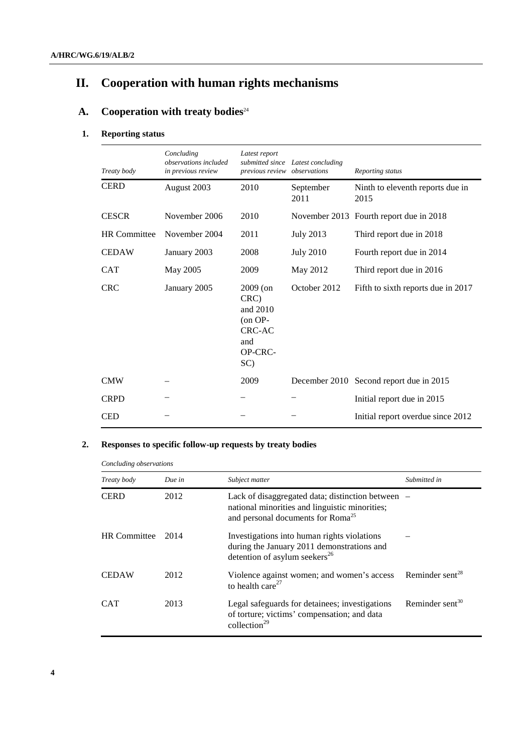# II. Cooperation with human rights mechanisms

## A. Cooperation with treaty bodies[24]

### 1. Reporting status

| *Treaty body* | *Concluding observations included in previous review* | *Latest report submitted since previous review* | *Latest concluding observations* | *Reporting status* |
|---|---|---|---|---|
| CERD | August 2003 | 2010 | September 2011 | Ninth to eleventh reports due in 2015 |
| CESCR | November 2006 | 2010 | November 2013 | Fourth report due in 2018 |
| HR Committee | November 2004 | 2011 | July 2013 | Third report due in 2018 |
| CEDAW | January 2003 | 2008 | July 2010 | Fourth report due in 2014 |
| CAT | May 2005 | 2009 | May 2012 | Third report due in 2016 |
| CRC | January 2005 | 2009 (on CRC) and 2010 (on OP-CRC-AC and OP-CRC-SC) | October 2012 | Fifth to sixth reports due in 2017 |
| CMW | – | 2009 | December 2010 | Second report due in 2015 |
| CRPD | – | – | – | Initial report due in 2015 |
| CED | – | – | – | Initial report overdue since 2012 |

### 2. Responses to specific follow-up requests by treaty bodies

*Concluding observations*

| *Treaty body* | *Due in* | *Subject matter* | *Submitted in* |
|---|---|---|---|
| CERD | 2012 | Lack of disaggregated data; distinction between national minorities and linguistic minorities; and personal documents for Roma[25] | – |
| HR Committee | 2014 | Investigations into human rights violations during the January 2011 demonstrations and detention of asylum seekers[26] | – |
| CEDAW | 2012 | Violence against women; and women's access to health care[27] | Reminder sent[28] |
| CAT | 2013 | Legal safeguards for detainees; investigations of torture; victims' compensation; and data collection[29] | Reminder sent[30] |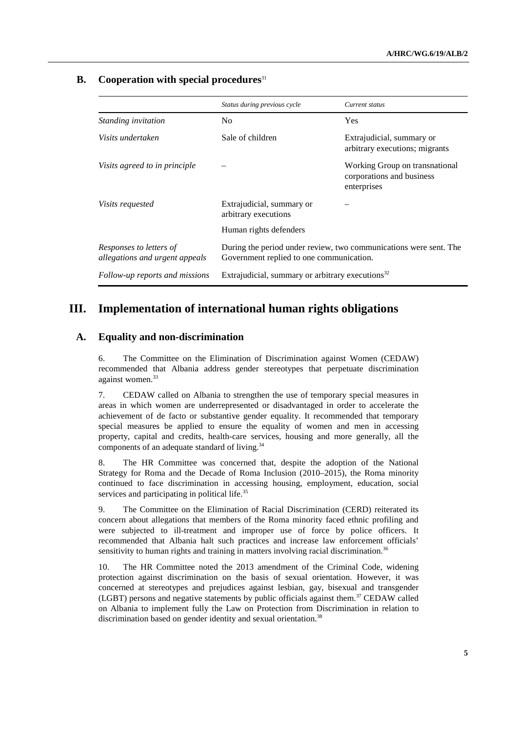## B. Cooperation with special procedures[31]

| | *Status during previous cycle* | *Current status* |
|---|---|---|
| *Standing invitation* | No | Yes |
| *Visits undertaken* | Sale of children | Extrajudicial, summary or arbitrary executions; migrants |
| *Visits agreed to in principle* | – | Working Group on transnational corporations and business enterprises |
| *Visits requested* | Extrajudicial, summary or arbitrary executions<br>Human rights defenders | – |
| *Responses to letters of allegations and urgent appeals* | During the period under review, two communications were sent. The Government replied to one communication. | |
| *Follow-up reports and missions* | Extrajudicial, summary or arbitrary executions[32] | |

# III. Implementation of international human rights obligations

## A. Equality and non-discrimination

6. The Committee on the Elimination of Discrimination against Women (CEDAW) recommended that Albania address gender stereotypes that perpetuate discrimination against women.[33]

7. CEDAW called on Albania to strengthen the use of temporary special measures in areas in which women are underrepresented or disadvantaged in order to accelerate the achievement of de facto or substantive gender equality. It recommended that temporary special measures be applied to ensure the equality of women and men in accessing property, capital and credits, health-care services, housing and more generally, all the components of an adequate standard of living.[34]

8. The HR Committee was concerned that, despite the adoption of the National Strategy for Roma and the Decade of Roma Inclusion (2010–2015), the Roma minority continued to face discrimination in accessing housing, employment, education, social services and participating in political life.[35]

9. The Committee on the Elimination of Racial Discrimination (CERD) reiterated its concern about allegations that members of the Roma minority faced ethnic profiling and were subjected to ill-treatment and improper use of force by police officers. It recommended that Albania halt such practices and increase law enforcement officials' sensitivity to human rights and training in matters involving racial discrimination.[36]

10. The HR Committee noted the 2013 amendment of the Criminal Code, widening protection against discrimination on the basis of sexual orientation. However, it was concerned at stereotypes and prejudices against lesbian, gay, bisexual and transgender (LGBT) persons and negative statements by public officials against them.[37] CEDAW called on Albania to implement fully the Law on Protection from Discrimination in relation to discrimination based on gender identity and sexual orientation.[38]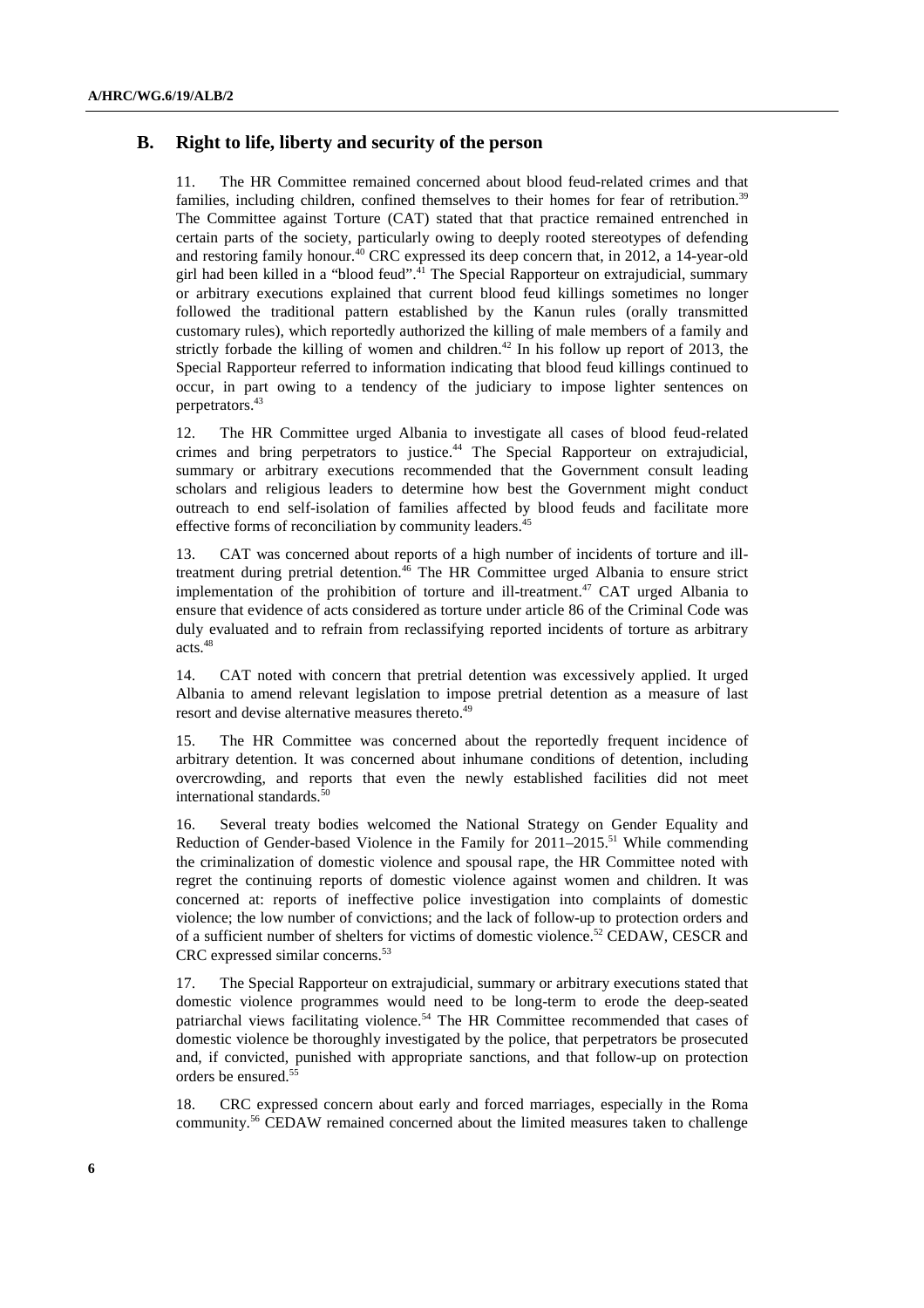## B. Right to life, liberty and security of the person

11. The HR Committee remained concerned about blood feud-related crimes and that families, including children, confined themselves to their homes for fear of retribution.[39] The Committee against Torture (CAT) stated that that practice remained entrenched in certain parts of the society, particularly owing to deeply rooted stereotypes of defending and restoring family honour.[40] CRC expressed its deep concern that, in 2012, a 14-year-old girl had been killed in a "blood feud".[41] The Special Rapporteur on extrajudicial, summary or arbitrary executions explained that current blood feud killings sometimes no longer followed the traditional pattern established by the Kanun rules (orally transmitted customary rules), which reportedly authorized the killing of male members of a family and strictly forbade the killing of women and children.[42] In his follow up report of 2013, the Special Rapporteur referred to information indicating that blood feud killings continued to occur, in part owing to a tendency of the judiciary to impose lighter sentences on perpetrators.[43]

12. The HR Committee urged Albania to investigate all cases of blood feud-related crimes and bring perpetrators to justice.[44] The Special Rapporteur on extrajudicial, summary or arbitrary executions recommended that the Government consult leading scholars and religious leaders to determine how best the Government might conduct outreach to end self-isolation of families affected by blood feuds and facilitate more effective forms of reconciliation by community leaders.[45]

13. CAT was concerned about reports of a high number of incidents of torture and ill-treatment during pretrial detention.[46] The HR Committee urged Albania to ensure strict implementation of the prohibition of torture and ill-treatment.[47] CAT urged Albania to ensure that evidence of acts considered as torture under article 86 of the Criminal Code was duly evaluated and to refrain from reclassifying reported incidents of torture as arbitrary acts.[48]

14. CAT noted with concern that pretrial detention was excessively applied. It urged Albania to amend relevant legislation to impose pretrial detention as a measure of last resort and devise alternative measures thereto.[49]

15. The HR Committee was concerned about the reportedly frequent incidence of arbitrary detention. It was concerned about inhumane conditions of detention, including overcrowding, and reports that even the newly established facilities did not meet international standards.[50]

16. Several treaty bodies welcomed the National Strategy on Gender Equality and Reduction of Gender-based Violence in the Family for 2011–2015.[51] While commending the criminalization of domestic violence and spousal rape, the HR Committee noted with regret the continuing reports of domestic violence against women and children. It was concerned at: reports of ineffective police investigation into complaints of domestic violence; the low number of convictions; and the lack of follow-up to protection orders and of a sufficient number of shelters for victims of domestic violence.[52] CEDAW, CESCR and CRC expressed similar concerns.[53]

17. The Special Rapporteur on extrajudicial, summary or arbitrary executions stated that domestic violence programmes would need to be long-term to erode the deep-seated patriarchal views facilitating violence.[54] The HR Committee recommended that cases of domestic violence be thoroughly investigated by the police, that perpetrators be prosecuted and, if convicted, punished with appropriate sanctions, and that follow-up on protection orders be ensured.[55]

18. CRC expressed concern about early and forced marriages, especially in the Roma community.[56] CEDAW remained concerned about the limited measures taken to challenge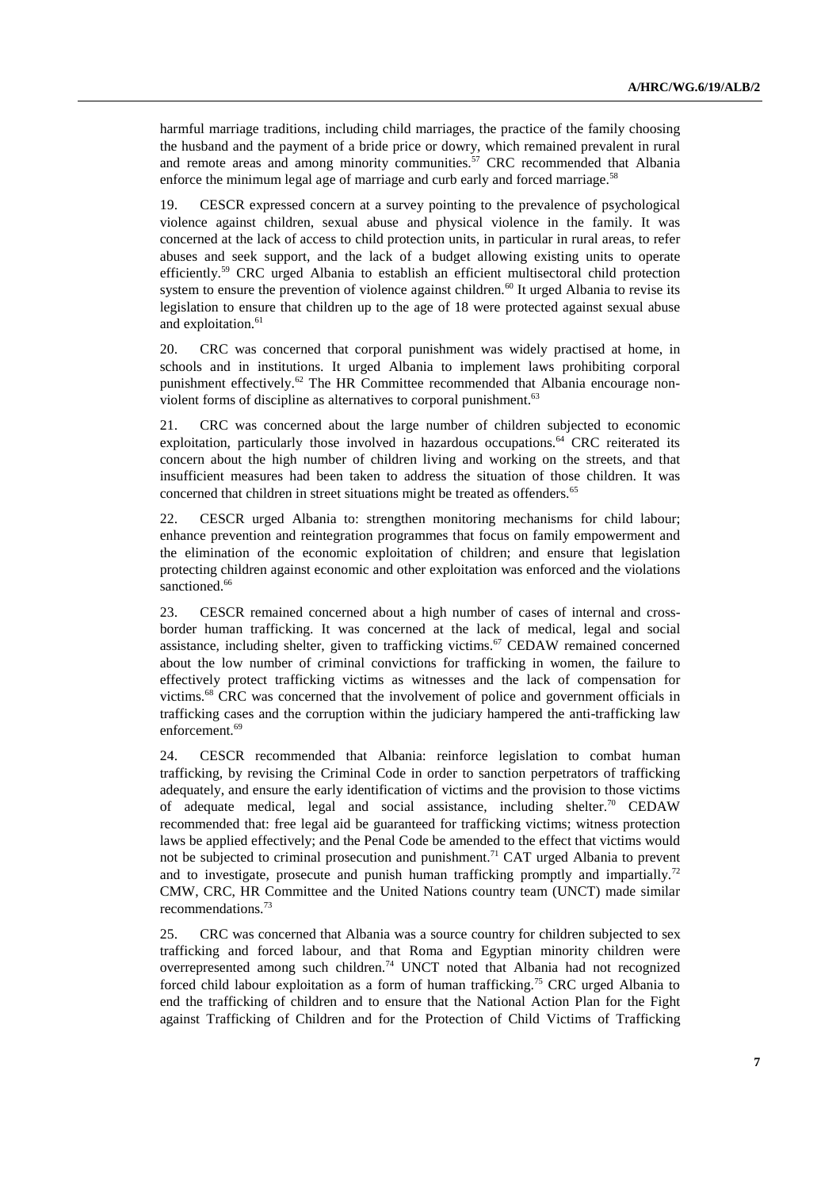harmful marriage traditions, including child marriages, the practice of the family choosing the husband and the payment of a bride price or dowry, which remained prevalent in rural and remote areas and among minority communities.[57] CRC recommended that Albania enforce the minimum legal age of marriage and curb early and forced marriage.[58]

19. CESCR expressed concern at a survey pointing to the prevalence of psychological violence against children, sexual abuse and physical violence in the family. It was concerned at the lack of access to child protection units, in particular in rural areas, to refer abuses and seek support, and the lack of a budget allowing existing units to operate efficiently.[59] CRC urged Albania to establish an efficient multisectoral child protection system to ensure the prevention of violence against children.[60] It urged Albania to revise its legislation to ensure that children up to the age of 18 were protected against sexual abuse and exploitation.[61]

20. CRC was concerned that corporal punishment was widely practised at home, in schools and in institutions. It urged Albania to implement laws prohibiting corporal punishment effectively.[62] The HR Committee recommended that Albania encourage non-violent forms of discipline as alternatives to corporal punishment.[63]

21. CRC was concerned about the large number of children subjected to economic exploitation, particularly those involved in hazardous occupations.[64] CRC reiterated its concern about the high number of children living and working on the streets, and that insufficient measures had been taken to address the situation of those children. It was concerned that children in street situations might be treated as offenders.[65]

22. CESCR urged Albania to: strengthen monitoring mechanisms for child labour; enhance prevention and reintegration programmes that focus on family empowerment and the elimination of the economic exploitation of children; and ensure that legislation protecting children against economic and other exploitation was enforced and the violations sanctioned.[66]

23. CESCR remained concerned about a high number of cases of internal and cross-border human trafficking. It was concerned at the lack of medical, legal and social assistance, including shelter, given to trafficking victims.[67] CEDAW remained concerned about the low number of criminal convictions for trafficking in women, the failure to effectively protect trafficking victims as witnesses and the lack of compensation for victims.[68] CRC was concerned that the involvement of police and government officials in trafficking cases and the corruption within the judiciary hampered the anti-trafficking law enforcement.[69]

24. CESCR recommended that Albania: reinforce legislation to combat human trafficking, by revising the Criminal Code in order to sanction perpetrators of trafficking adequately, and ensure the early identification of victims and the provision to those victims of adequate medical, legal and social assistance, including shelter.[70] CEDAW recommended that: free legal aid be guaranteed for trafficking victims; witness protection laws be applied effectively; and the Penal Code be amended to the effect that victims would not be subjected to criminal prosecution and punishment.[71] CAT urged Albania to prevent and to investigate, prosecute and punish human trafficking promptly and impartially.[72] CMW, CRC, HR Committee and the United Nations country team (UNCT) made similar recommendations.[73]

25. CRC was concerned that Albania was a source country for children subjected to sex trafficking and forced labour, and that Roma and Egyptian minority children were overrepresented among such children.[74] UNCT noted that Albania had not recognized forced child labour exploitation as a form of human trafficking.[75] CRC urged Albania to end the trafficking of children and to ensure that the National Action Plan for the Fight against Trafficking of Children and for the Protection of Child Victims of Trafficking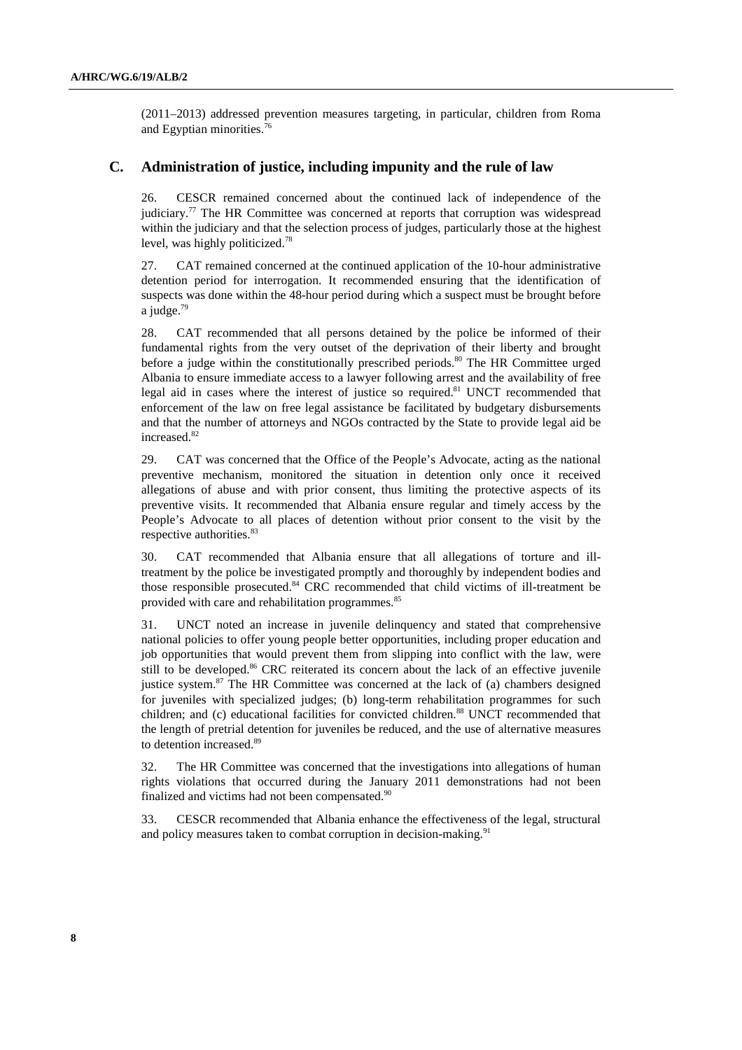(2011–2013) addressed prevention measures targeting, in particular, children from Roma and Egyptian minorities.[76]

## C. Administration of justice, including impunity and the rule of law

26. CESCR remained concerned about the continued lack of independence of the judiciary.[77] The HR Committee was concerned at reports that corruption was widespread within the judiciary and that the selection process of judges, particularly those at the highest level, was highly politicized.[78]

27. CAT remained concerned at the continued application of the 10-hour administrative detention period for interrogation. It recommended ensuring that the identification of suspects was done within the 48-hour period during which a suspect must be brought before a judge.[79]

28. CAT recommended that all persons detained by the police be informed of their fundamental rights from the very outset of the deprivation of their liberty and brought before a judge within the constitutionally prescribed periods.[80] The HR Committee urged Albania to ensure immediate access to a lawyer following arrest and the availability of free legal aid in cases where the interest of justice so required.[81] UNCT recommended that enforcement of the law on free legal assistance be facilitated by budgetary disbursements and that the number of attorneys and NGOs contracted by the State to provide legal aid be increased.[82]

29. CAT was concerned that the Office of the People's Advocate, acting as the national preventive mechanism, monitored the situation in detention only once it received allegations of abuse and with prior consent, thus limiting the protective aspects of its preventive visits. It recommended that Albania ensure regular and timely access by the People's Advocate to all places of detention without prior consent to the visit by the respective authorities.[83]

30. CAT recommended that Albania ensure that all allegations of torture and ill-treatment by the police be investigated promptly and thoroughly by independent bodies and those responsible prosecuted.[84] CRC recommended that child victims of ill-treatment be provided with care and rehabilitation programmes.[85]

31. UNCT noted an increase in juvenile delinquency and stated that comprehensive national policies to offer young people better opportunities, including proper education and job opportunities that would prevent them from slipping into conflict with the law, were still to be developed.[86] CRC reiterated its concern about the lack of an effective juvenile justice system.[87] The HR Committee was concerned at the lack of (a) chambers designed for juveniles with specialized judges; (b) long-term rehabilitation programmes for such children; and (c) educational facilities for convicted children.[88] UNCT recommended that the length of pretrial detention for juveniles be reduced, and the use of alternative measures to detention increased.[89]

32. The HR Committee was concerned that the investigations into allegations of human rights violations that occurred during the January 2011 demonstrations had not been finalized and victims had not been compensated.[90]

33. CESCR recommended that Albania enhance the effectiveness of the legal, structural and policy measures taken to combat corruption in decision-making.[91]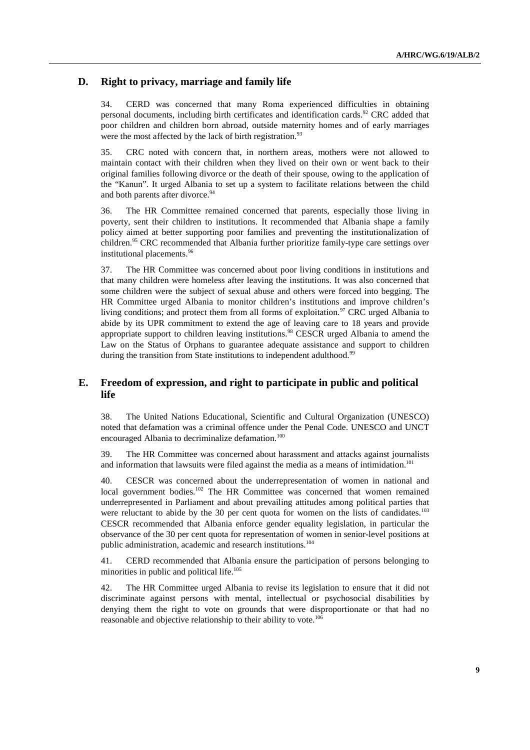## D. Right to privacy, marriage and family life

34. CERD was concerned that many Roma experienced difficulties in obtaining personal documents, including birth certificates and identification cards.[92] CRC added that poor children and children born abroad, outside maternity homes and of early marriages were the most affected by the lack of birth registration.[93]

35. CRC noted with concern that, in northern areas, mothers were not allowed to maintain contact with their children when they lived on their own or went back to their original families following divorce or the death of their spouse, owing to the application of the "Kanun". It urged Albania to set up a system to facilitate relations between the child and both parents after divorce.[94]

36. The HR Committee remained concerned that parents, especially those living in poverty, sent their children to institutions. It recommended that Albania shape a family policy aimed at better supporting poor families and preventing the institutionalization of children.[95] CRC recommended that Albania further prioritize family-type care settings over institutional placements.[96]

37. The HR Committee was concerned about poor living conditions in institutions and that many children were homeless after leaving the institutions. It was also concerned that some children were the subject of sexual abuse and others were forced into begging. The HR Committee urged Albania to monitor children's institutions and improve children's living conditions; and protect them from all forms of exploitation.[97] CRC urged Albania to abide by its UPR commitment to extend the age of leaving care to 18 years and provide appropriate support to children leaving institutions.[98] CESCR urged Albania to amend the Law on the Status of Orphans to guarantee adequate assistance and support to children during the transition from State institutions to independent adulthood.[99]

## E. Freedom of expression, and right to participate in public and political life

38. The United Nations Educational, Scientific and Cultural Organization (UNESCO) noted that defamation was a criminal offence under the Penal Code. UNESCO and UNCT encouraged Albania to decriminalize defamation.[100]

39. The HR Committee was concerned about harassment and attacks against journalists and information that lawsuits were filed against the media as a means of intimidation.[101]

40. CESCR was concerned about the underrepresentation of women in national and local government bodies.[102] The HR Committee was concerned that women remained underrepresented in Parliament and about prevailing attitudes among political parties that were reluctant to abide by the 30 per cent quota for women on the lists of candidates.[103] CESCR recommended that Albania enforce gender equality legislation, in particular the observance of the 30 per cent quota for representation of women in senior-level positions at public administration, academic and research institutions.[104]

41. CERD recommended that Albania ensure the participation of persons belonging to minorities in public and political life.[105]

42. The HR Committee urged Albania to revise its legislation to ensure that it did not discriminate against persons with mental, intellectual or psychosocial disabilities by denying them the right to vote on grounds that were disproportionate or that had no reasonable and objective relationship to their ability to vote.[106]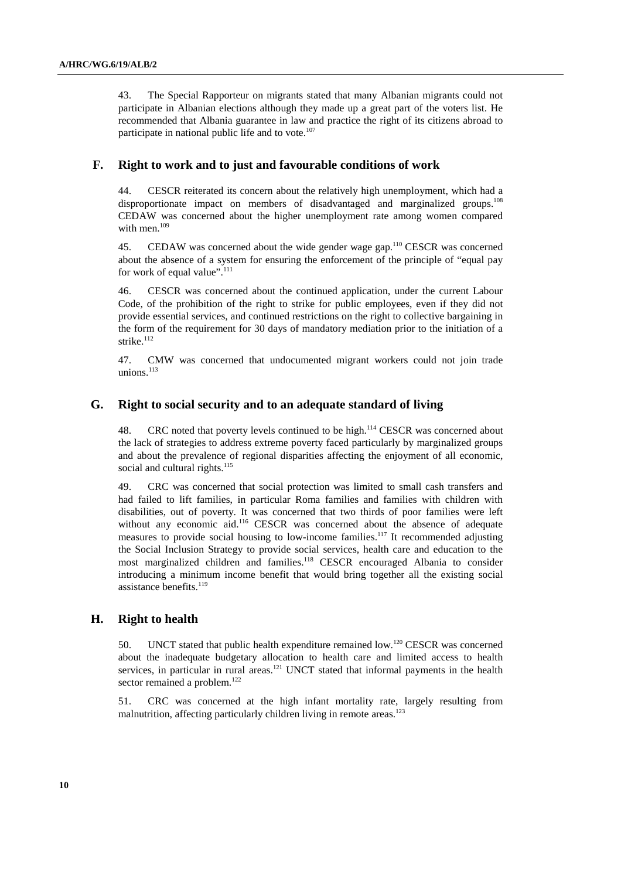43. The Special Rapporteur on migrants stated that many Albanian migrants could not participate in Albanian elections although they made up a great part of the voters list. He recommended that Albania guarantee in law and practice the right of its citizens abroad to participate in national public life and to vote.[107]

## F. Right to work and to just and favourable conditions of work

44. CESCR reiterated its concern about the relatively high unemployment, which had a disproportionate impact on members of disadvantaged and marginalized groups.[108] CEDAW was concerned about the higher unemployment rate among women compared with men.[109]

45. CEDAW was concerned about the wide gender wage gap.[110] CESCR was concerned about the absence of a system for ensuring the enforcement of the principle of "equal pay for work of equal value".[111]

46. CESCR was concerned about the continued application, under the current Labour Code, of the prohibition of the right to strike for public employees, even if they did not provide essential services, and continued restrictions on the right to collective bargaining in the form of the requirement for 30 days of mandatory mediation prior to the initiation of a strike.[112]

47. CMW was concerned that undocumented migrant workers could not join trade unions.[113]

## G. Right to social security and to an adequate standard of living

48. CRC noted that poverty levels continued to be high.[114] CESCR was concerned about the lack of strategies to address extreme poverty faced particularly by marginalized groups and about the prevalence of regional disparities affecting the enjoyment of all economic, social and cultural rights.[115]

49. CRC was concerned that social protection was limited to small cash transfers and had failed to lift families, in particular Roma families and families with children with disabilities, out of poverty. It was concerned that two thirds of poor families were left without any economic aid.[116] CESCR was concerned about the absence of adequate measures to provide social housing to low-income families.[117] It recommended adjusting the Social Inclusion Strategy to provide social services, health care and education to the most marginalized children and families.[118] CESCR encouraged Albania to consider introducing a minimum income benefit that would bring together all the existing social assistance benefits.[119]

## H. Right to health

50. UNCT stated that public health expenditure remained low.[120] CESCR was concerned about the inadequate budgetary allocation to health care and limited access to health services, in particular in rural areas.[121] UNCT stated that informal payments in the health sector remained a problem.[122]

51. CRC was concerned at the high infant mortality rate, largely resulting from malnutrition, affecting particularly children living in remote areas.[123]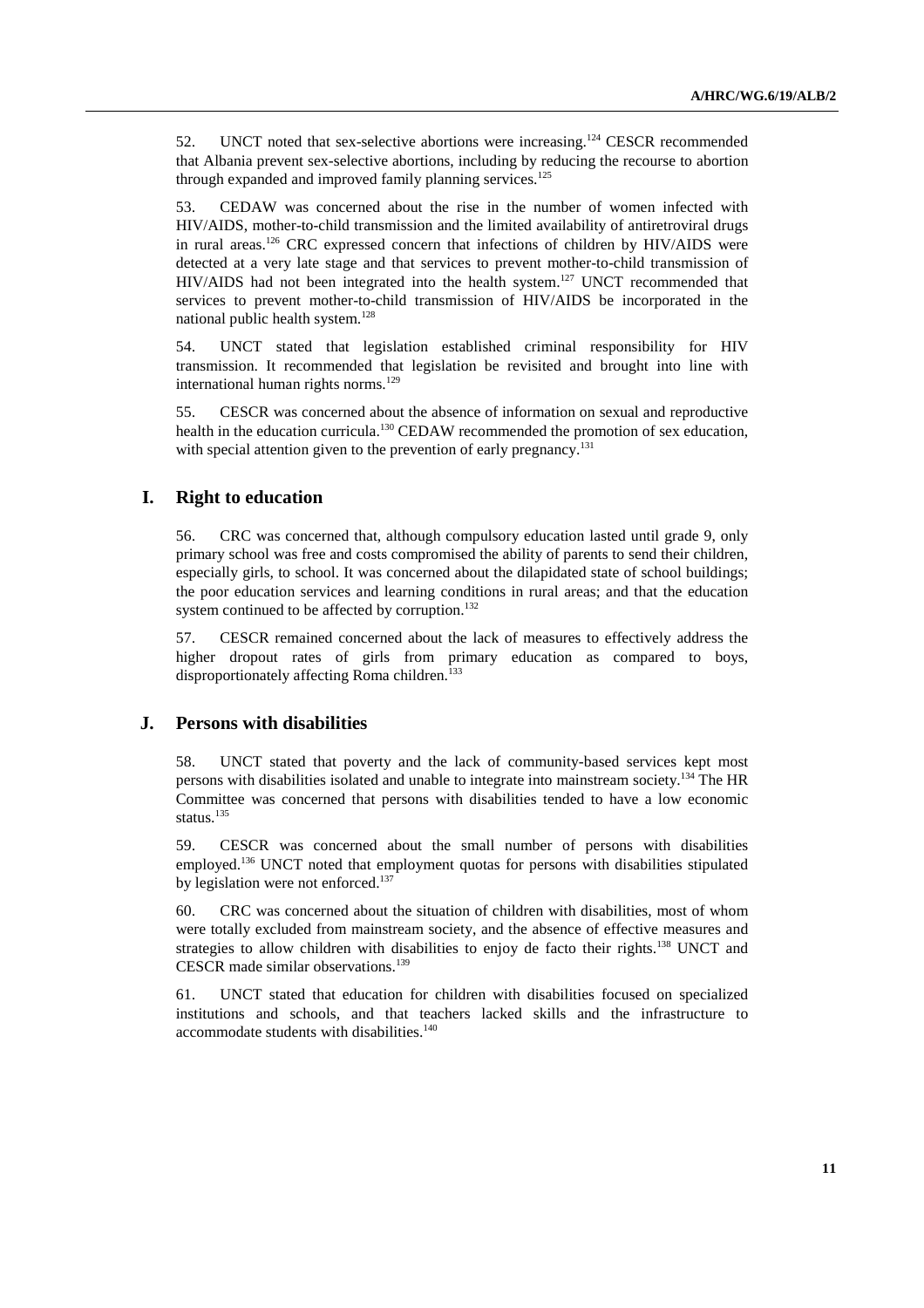52. UNCT noted that sex-selective abortions were increasing.[124] CESCR recommended that Albania prevent sex-selective abortions, including by reducing the recourse to abortion through expanded and improved family planning services.[125]

53. CEDAW was concerned about the rise in the number of women infected with HIV/AIDS, mother-to-child transmission and the limited availability of antiretroviral drugs in rural areas.[126] CRC expressed concern that infections of children by HIV/AIDS were detected at a very late stage and that services to prevent mother-to-child transmission of HIV/AIDS had not been integrated into the health system.[127] UNCT recommended that services to prevent mother-to-child transmission of HIV/AIDS be incorporated in the national public health system.[128]

54. UNCT stated that legislation established criminal responsibility for HIV transmission. It recommended that legislation be revisited and brought into line with international human rights norms.[129]

55. CESCR was concerned about the absence of information on sexual and reproductive health in the education curricula.[130] CEDAW recommended the promotion of sex education, with special attention given to the prevention of early pregnancy.[131]

## I. Right to education

56. CRC was concerned that, although compulsory education lasted until grade 9, only primary school was free and costs compromised the ability of parents to send their children, especially girls, to school. It was concerned about the dilapidated state of school buildings; the poor education services and learning conditions in rural areas; and that the education system continued to be affected by corruption.[132]

57. CESCR remained concerned about the lack of measures to effectively address the higher dropout rates of girls from primary education as compared to boys, disproportionately affecting Roma children.[133]

## J. Persons with disabilities

58. UNCT stated that poverty and the lack of community-based services kept most persons with disabilities isolated and unable to integrate into mainstream society.[134] The HR Committee was concerned that persons with disabilities tended to have a low economic status.[135]

59. CESCR was concerned about the small number of persons with disabilities employed.[136] UNCT noted that employment quotas for persons with disabilities stipulated by legislation were not enforced.[137]

60. CRC was concerned about the situation of children with disabilities, most of whom were totally excluded from mainstream society, and the absence of effective measures and strategies to allow children with disabilities to enjoy de facto their rights.[138] UNCT and CESCR made similar observations.[139]

61. UNCT stated that education for children with disabilities focused on specialized institutions and schools, and that teachers lacked skills and the infrastructure to accommodate students with disabilities.[140]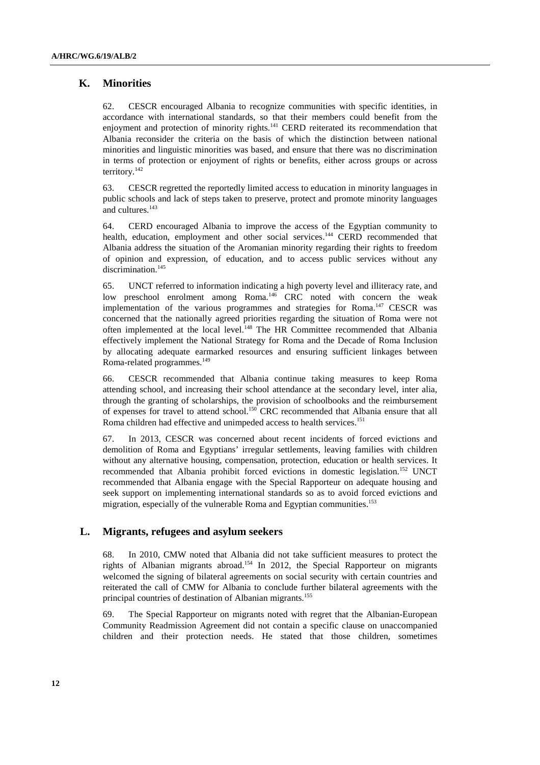## K. Minorities

62. CESCR encouraged Albania to recognize communities with specific identities, in accordance with international standards, so that their members could benefit from the enjoyment and protection of minority rights.[141] CERD reiterated its recommendation that Albania reconsider the criteria on the basis of which the distinction between national minorities and linguistic minorities was based, and ensure that there was no discrimination in terms of protection or enjoyment of rights or benefits, either across groups or across territory.[142]

63. CESCR regretted the reportedly limited access to education in minority languages in public schools and lack of steps taken to preserve, protect and promote minority languages and cultures.[143]

64. CERD encouraged Albania to improve the access of the Egyptian community to health, education, employment and other social services.[144] CERD recommended that Albania address the situation of the Aromanian minority regarding their rights to freedom of opinion and expression, of education, and to access public services without any discrimination.[145]

65. UNCT referred to information indicating a high poverty level and illiteracy rate, and low preschool enrolment among Roma.[146] CRC noted with concern the weak implementation of the various programmes and strategies for Roma.[147] CESCR was concerned that the nationally agreed priorities regarding the situation of Roma were not often implemented at the local level.[148] The HR Committee recommended that Albania effectively implement the National Strategy for Roma and the Decade of Roma Inclusion by allocating adequate earmarked resources and ensuring sufficient linkages between Roma-related programmes.[149]

66. CESCR recommended that Albania continue taking measures to keep Roma attending school, and increasing their school attendance at the secondary level, inter alia, through the granting of scholarships, the provision of schoolbooks and the reimbursement of expenses for travel to attend school.[150] CRC recommended that Albania ensure that all Roma children had effective and unimpeded access to health services.[151]

67. In 2013, CESCR was concerned about recent incidents of forced evictions and demolition of Roma and Egyptians' irregular settlements, leaving families with children without any alternative housing, compensation, protection, education or health services. It recommended that Albania prohibit forced evictions in domestic legislation.[152] UNCT recommended that Albania engage with the Special Rapporteur on adequate housing and seek support on implementing international standards so as to avoid forced evictions and migration, especially of the vulnerable Roma and Egyptian communities.[153]

## L. Migrants, refugees and asylum seekers

68. In 2010, CMW noted that Albania did not take sufficient measures to protect the rights of Albanian migrants abroad.[154] In 2012, the Special Rapporteur on migrants welcomed the signing of bilateral agreements on social security with certain countries and reiterated the call of CMW for Albania to conclude further bilateral agreements with the principal countries of destination of Albanian migrants.[155]

69. The Special Rapporteur on migrants noted with regret that the Albanian-European Community Readmission Agreement did not contain a specific clause on unaccompanied children and their protection needs. He stated that those children, sometimes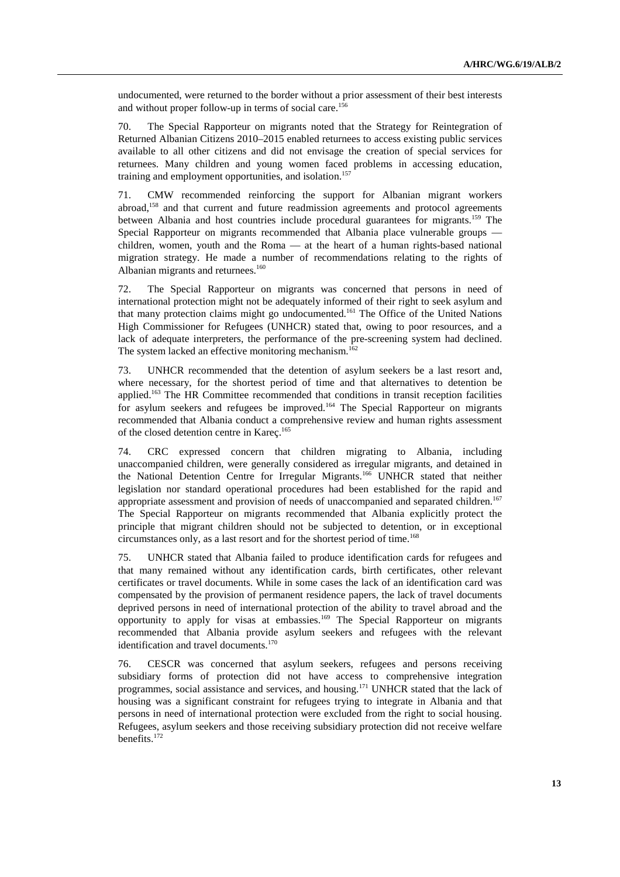undocumented, were returned to the border without a prior assessment of their best interests and without proper follow-up in terms of social care.[156]

70. The Special Rapporteur on migrants noted that the Strategy for Reintegration of Returned Albanian Citizens 2010–2015 enabled returnees to access existing public services available to all other citizens and did not envisage the creation of special services for returnees. Many children and young women faced problems in accessing education, training and employment opportunities, and isolation.[157]

71. CMW recommended reinforcing the support for Albanian migrant workers abroad,[158] and that current and future readmission agreements and protocol agreements between Albania and host countries include procedural guarantees for migrants.[159] The Special Rapporteur on migrants recommended that Albania place vulnerable groups — children, women, youth and the Roma — at the heart of a human rights-based national migration strategy. He made a number of recommendations relating to the rights of Albanian migrants and returnees.[160]

72. The Special Rapporteur on migrants was concerned that persons in need of international protection might not be adequately informed of their right to seek asylum and that many protection claims might go undocumented.[161] The Office of the United Nations High Commissioner for Refugees (UNHCR) stated that, owing to poor resources, and a lack of adequate interpreters, the performance of the pre-screening system had declined. The system lacked an effective monitoring mechanism.[162]

73. UNHCR recommended that the detention of asylum seekers be a last resort and, where necessary, for the shortest period of time and that alternatives to detention be applied.[163] The HR Committee recommended that conditions in transit reception facilities for asylum seekers and refugees be improved.[164] The Special Rapporteur on migrants recommended that Albania conduct a comprehensive review and human rights assessment of the closed detention centre in Kareç.[165]

74. CRC expressed concern that children migrating to Albania, including unaccompanied children, were generally considered as irregular migrants, and detained in the National Detention Centre for Irregular Migrants.[166] UNHCR stated that neither legislation nor standard operational procedures had been established for the rapid and appropriate assessment and provision of needs of unaccompanied and separated children.[167] The Special Rapporteur on migrants recommended that Albania explicitly protect the principle that migrant children should not be subjected to detention, or in exceptional circumstances only, as a last resort and for the shortest period of time.[168]

75. UNHCR stated that Albania failed to produce identification cards for refugees and that many remained without any identification cards, birth certificates, other relevant certificates or travel documents. While in some cases the lack of an identification card was compensated by the provision of permanent residence papers, the lack of travel documents deprived persons in need of international protection of the ability to travel abroad and the opportunity to apply for visas at embassies.[169] The Special Rapporteur on migrants recommended that Albania provide asylum seekers and refugees with the relevant identification and travel documents.[170]

76. CESCR was concerned that asylum seekers, refugees and persons receiving subsidiary forms of protection did not have access to comprehensive integration programmes, social assistance and services, and housing.[171] UNHCR stated that the lack of housing was a significant constraint for refugees trying to integrate in Albania and that persons in need of international protection were excluded from the right to social housing. Refugees, asylum seekers and those receiving subsidiary protection did not receive welfare benefits.[172]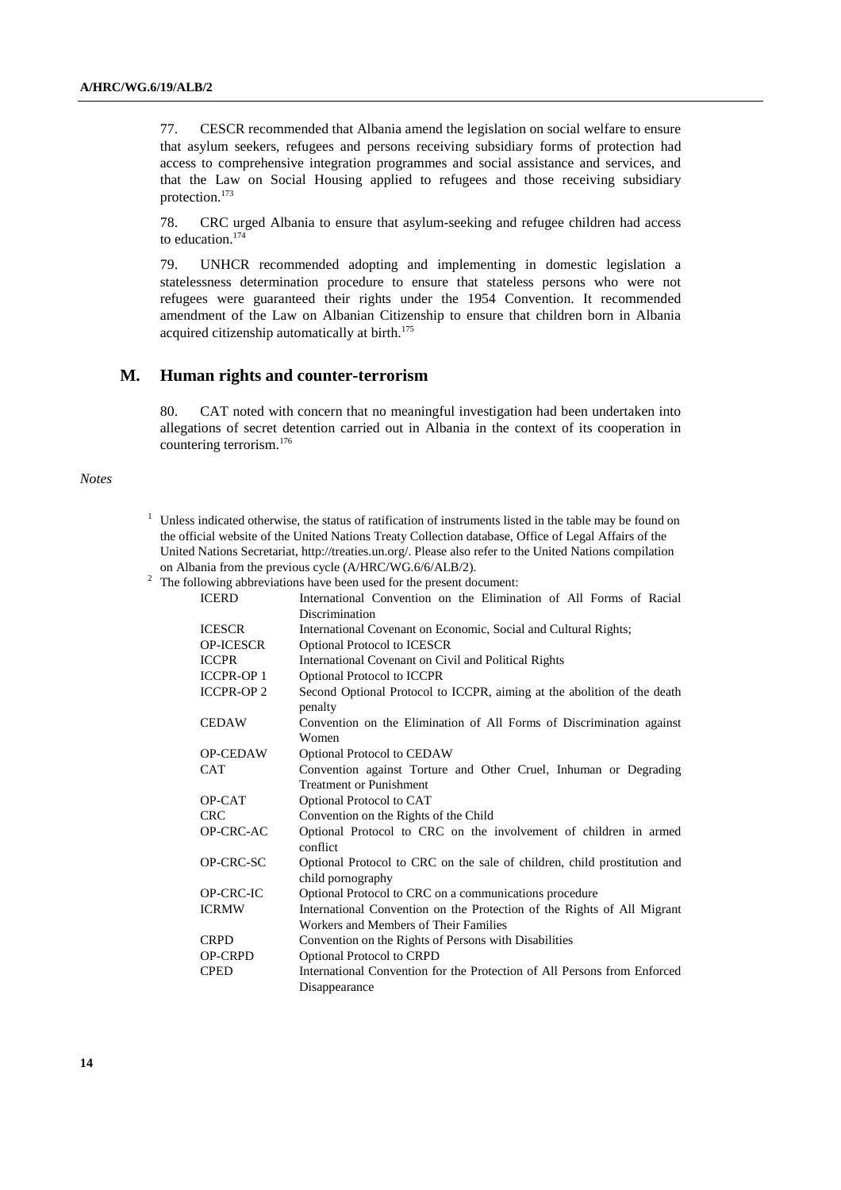77. CESCR recommended that Albania amend the legislation on social welfare to ensure that asylum seekers, refugees and persons receiving subsidiary forms of protection had access to comprehensive integration programmes and social assistance and services, and that the Law on Social Housing applied to refugees and those receiving subsidiary protection.[173]

78. CRC urged Albania to ensure that asylum-seeking and refugee children had access to education.[174]

79. UNHCR recommended adopting and implementing in domestic legislation a statelessness determination procedure to ensure that stateless persons who were not refugees were guaranteed their rights under the 1954 Convention. It recommended amendment of the Law on Albanian Citizenship to ensure that children born in Albania acquired citizenship automatically at birth.[175]

## M. Human rights and counter-terrorism

80. CAT noted with concern that no meaningful investigation had been undertaken into allegations of secret detention carried out in Albania in the context of its cooperation in countering terrorism.[176]

*Notes*

[1] Unless indicated otherwise, the status of ratification of instruments listed in the table may be found on the official website of the United Nations Treaty Collection database, Office of Legal Affairs of the United Nations Secretariat, http://treaties.un.org/. Please also refer to the United Nations compilation on Albania from the previous cycle (A/HRC/WG.6/6/ALB/2).

[2] The following abbreviations have been used for the present document:

| | |
|---|---|
| ICERD | International Convention on the Elimination of All Forms of Racial Discrimination |
| ICESCR | International Covenant on Economic, Social and Cultural Rights; |
| OP-ICESCR | Optional Protocol to ICESCR |
| ICCPR | International Covenant on Civil and Political Rights |
| ICCPR-OP 1 | Optional Protocol to ICCPR |
| ICCPR-OP 2 | Second Optional Protocol to ICCPR, aiming at the abolition of the death penalty |
| CEDAW | Convention on the Elimination of All Forms of Discrimination against Women |
| OP-CEDAW | Optional Protocol to CEDAW |
| CAT | Convention against Torture and Other Cruel, Inhuman or Degrading Treatment or Punishment |
| OP-CAT | Optional Protocol to CAT |
| CRC | Convention on the Rights of the Child |
| OP-CRC-AC | Optional Protocol to CRC on the involvement of children in armed conflict |
| OP-CRC-SC | Optional Protocol to CRC on the sale of children, child prostitution and child pornography |
| OP-CRC-IC | Optional Protocol to CRC on a communications procedure |
| ICRMW | International Convention on the Protection of the Rights of All Migrant Workers and Members of Their Families |
| CRPD | Convention on the Rights of Persons with Disabilities |
| OP-CRPD | Optional Protocol to CRPD |
| CPED | International Convention for the Protection of All Persons from Enforced Disappearance |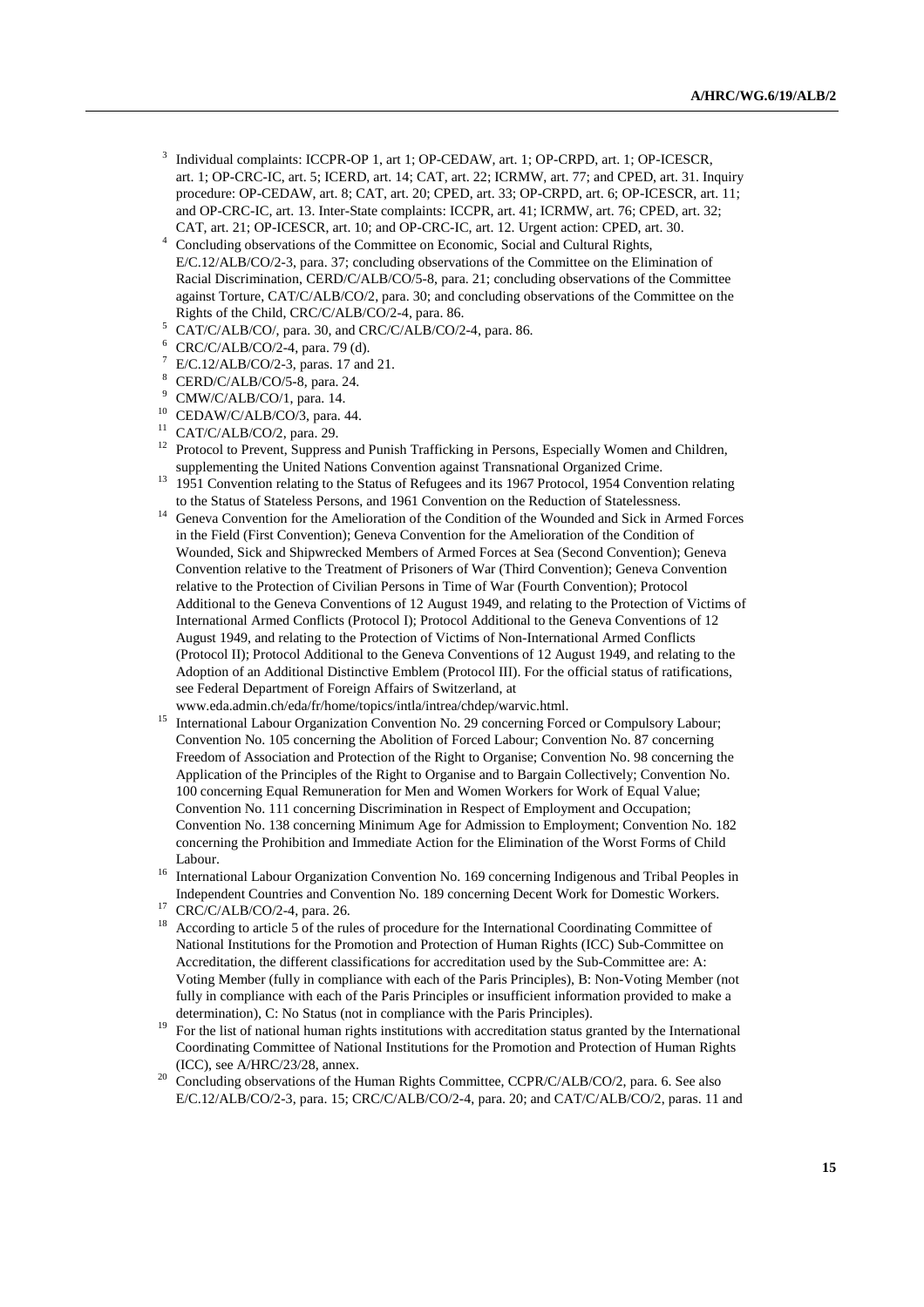[3] Individual complaints: ICCPR-OP 1, art 1; OP-CEDAW, art. 1; OP-CRPD, art. 1; OP-ICESCR, art. 1; OP-CRC-IC, art. 5; ICERD, art. 14; CAT, art. 22; ICRMW, art. 77; and CPED, art. 31. Inquiry procedure: OP-CEDAW, art. 8; CAT, art. 20; CPED, art. 33; OP-CRPD, art. 6; OP-ICESCR, art. 11; and OP-CRC-IC, art. 13. Inter-State complaints: ICCPR, art. 41; ICRMW, art. 76; CPED, art. 32; CAT, art. 21; OP-ICESCR, art. 10; and OP-CRC-IC, art. 12. Urgent action: CPED, art. 30.

[4] Concluding observations of the Committee on Economic, Social and Cultural Rights, E/C.12/ALB/CO/2-3, para. 37; concluding observations of the Committee on the Elimination of Racial Discrimination, CERD/C/ALB/CO/5-8, para. 21; concluding observations of the Committee against Torture, CAT/C/ALB/CO/2, para. 30; and concluding observations of the Committee on the Rights of the Child, CRC/C/ALB/CO/2-4, para. 86.

[5] CAT/C/ALB/CO/, para. 30, and CRC/C/ALB/CO/2-4, para. 86.

[6] CRC/C/ALB/CO/2-4, para. 79 (d).

[7] E/C.12/ALB/CO/2-3, paras. 17 and 21.

[8] CERD/C/ALB/CO/5-8, para. 24.

[9] CMW/C/ALB/CO/1, para. 14.

[10] CEDAW/C/ALB/CO/3, para. 44.

[11] CAT/C/ALB/CO/2, para. 29.

[12] Protocol to Prevent, Suppress and Punish Trafficking in Persons, Especially Women and Children, supplementing the United Nations Convention against Transnational Organized Crime.

[13] 1951 Convention relating to the Status of Refugees and its 1967 Protocol, 1954 Convention relating to the Status of Stateless Persons, and 1961 Convention on the Reduction of Statelessness.

[14] Geneva Convention for the Amelioration of the Condition of the Wounded and Sick in Armed Forces in the Field (First Convention); Geneva Convention for the Amelioration of the Condition of Wounded, Sick and Shipwrecked Members of Armed Forces at Sea (Second Convention); Geneva Convention relative to the Treatment of Prisoners of War (Third Convention); Geneva Convention relative to the Protection of Civilian Persons in Time of War (Fourth Convention); Protocol Additional to the Geneva Conventions of 12 August 1949, and relating to the Protection of Victims of International Armed Conflicts (Protocol I); Protocol Additional to the Geneva Conventions of 12 August 1949, and relating to the Protection of Victims of Non-International Armed Conflicts (Protocol II); Protocol Additional to the Geneva Conventions of 12 August 1949, and relating to the Adoption of an Additional Distinctive Emblem (Protocol III). For the official status of ratifications, see Federal Department of Foreign Affairs of Switzerland, at www.eda.admin.ch/eda/fr/home/topics/intla/intrea/chdep/warvic.html.

[15] International Labour Organization Convention No. 29 concerning Forced or Compulsory Labour; Convention No. 105 concerning the Abolition of Forced Labour; Convention No. 87 concerning Freedom of Association and Protection of the Right to Organise; Convention No. 98 concerning the Application of the Principles of the Right to Organise and to Bargain Collectively; Convention No. 100 concerning Equal Remuneration for Men and Women Workers for Work of Equal Value; Convention No. 111 concerning Discrimination in Respect of Employment and Occupation; Convention No. 138 concerning Minimum Age for Admission to Employment; Convention No. 182 concerning the Prohibition and Immediate Action for the Elimination of the Worst Forms of Child Labour.

[16] International Labour Organization Convention No. 169 concerning Indigenous and Tribal Peoples in Independent Countries and Convention No. 189 concerning Decent Work for Domestic Workers.

[17] CRC/C/ALB/CO/2-4, para. 26.

[18] According to article 5 of the rules of procedure for the International Coordinating Committee of National Institutions for the Promotion and Protection of Human Rights (ICC) Sub-Committee on Accreditation, the different classifications for accreditation used by the Sub-Committee are: A: Voting Member (fully in compliance with each of the Paris Principles), B: Non-Voting Member (not fully in compliance with each of the Paris Principles or insufficient information provided to make a determination), C: No Status (not in compliance with the Paris Principles).

[19] For the list of national human rights institutions with accreditation status granted by the International Coordinating Committee of National Institutions for the Promotion and Protection of Human Rights (ICC), see A/HRC/23/28, annex.

[20] Concluding observations of the Human Rights Committee, CCPR/C/ALB/CO/2, para. 6. See also E/C.12/ALB/CO/2-3, para. 15; CRC/C/ALB/CO/2-4, para. 20; and CAT/C/ALB/CO/2, paras. 11 and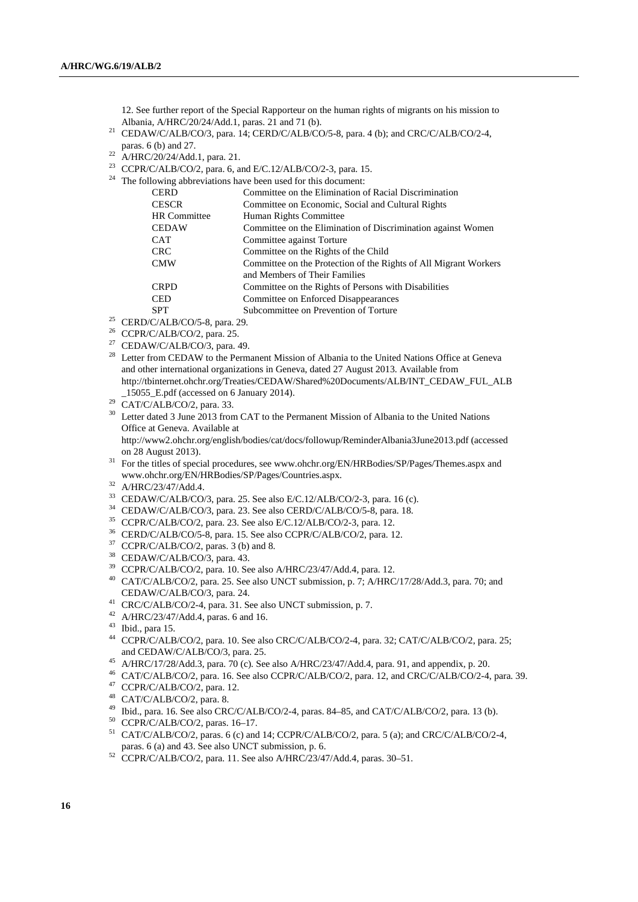12. See further report of the Special Rapporteur on the human rights of migrants on his mission to Albania, A/HRC/20/24/Add.1, paras. 21 and 71 (b).

[21] CEDAW/C/ALB/CO/3, para. 14; CERD/C/ALB/CO/5-8, para. 4 (b); and CRC/C/ALB/CO/2-4, paras. 6 (b) and 27.

[22] A/HRC/20/24/Add.1, para. 21.

[23] CCPR/C/ALB/CO/2, para. 6, and E/C.12/ALB/CO/2-3, para. 15.

[24] The following abbreviations have been used for this document:

| | |
|---|---|
| CERD | Committee on the Elimination of Racial Discrimination |
| CESCR | Committee on Economic, Social and Cultural Rights |
| HR Committee | Human Rights Committee |
| CEDAW | Committee on the Elimination of Discrimination against Women |
| CAT | Committee against Torture |
| CRC | Committee on the Rights of the Child |
| CMW | Committee on the Protection of the Rights of All Migrant Workers and Members of Their Families |
| CRPD | Committee on the Rights of Persons with Disabilities |
| CED | Committee on Enforced Disappearances |
| SPT | Subcommittee on Prevention of Torture |

[25] CERD/C/ALB/CO/5-8, para. 29.

[26] CCPR/C/ALB/CO/2, para. 25.

[27] CEDAW/C/ALB/CO/3, para. 49.

[28] Letter from CEDAW to the Permanent Mission of Albania to the United Nations Office at Geneva and other international organizations in Geneva, dated 27 August 2013. Available from http://tbinternet.ohchr.org/Treaties/CEDAW/Shared%20Documents/ALB/INT_CEDAW_FUL_ALB_15055_E.pdf (accessed on 6 January 2014).

[29] CAT/C/ALB/CO/2, para. 33.

[30] Letter dated 3 June 2013 from CAT to the Permanent Mission of Albania to the United Nations Office at Geneva. Available at http://www2.ohchr.org/english/bodies/cat/docs/followup/ReminderAlbania3June2013.pdf (accessed on 28 August 2013).

[31] For the titles of special procedures, see www.ohchr.org/EN/HRBodies/SP/Pages/Themes.aspx and www.ohchr.org/EN/HRBodies/SP/Pages/Countries.aspx.

[32] A/HRC/23/47/Add.4.

[33] CEDAW/C/ALB/CO/3, para. 25. See also E/C.12/ALB/CO/2-3, para. 16 (c).

[34] CEDAW/C/ALB/CO/3, para. 23. See also CERD/C/ALB/CO/5-8, para. 18.

[35] CCPR/C/ALB/CO/2, para. 23. See also E/C.12/ALB/CO/2-3, para. 12.

[36] CERD/C/ALB/CO/5-8, para. 15. See also CCPR/C/ALB/CO/2, para. 12.

[37] CCPR/C/ALB/CO/2, paras. 3 (b) and 8.

[38] CEDAW/C/ALB/CO/3, para. 43.

[39] CCPR/C/ALB/CO/2, para. 10. See also A/HRC/23/47/Add.4, para. 12.

[40] CAT/C/ALB/CO/2, para. 25. See also UNCT submission, p. 7; A/HRC/17/28/Add.3, para. 70; and CEDAW/C/ALB/CO/3, para. 24.

[41] CRC/C/ALB/CO/2-4, para. 31. See also UNCT submission, p. 7.

[42] A/HRC/23/47/Add.4, paras. 6 and 16.

[43] Ibid., para 15.

[44] CCPR/C/ALB/CO/2, para. 10. See also CRC/C/ALB/CO/2-4, para. 32; CAT/C/ALB/CO/2, para. 25; and CEDAW/C/ALB/CO/3, para. 25.

[45] A/HRC/17/28/Add.3, para. 70 (c). See also A/HRC/23/47/Add.4, para. 91, and appendix, p. 20.

[46] CAT/C/ALB/CO/2, para. 16. See also CCPR/C/ALB/CO/2, para. 12, and CRC/C/ALB/CO/2-4, para. 39.

[47] CCPR/C/ALB/CO/2, para. 12.

[48] CAT/C/ALB/CO/2, para. 8.

[49] Ibid., para. 16. See also CRC/C/ALB/CO/2-4, paras. 84–85, and CAT/C/ALB/CO/2, para. 13 (b).

[50] CCPR/C/ALB/CO/2, paras. 16–17.

[51] CAT/C/ALB/CO/2, paras. 6 (c) and 14; CCPR/C/ALB/CO/2, para. 5 (a); and CRC/C/ALB/CO/2-4, paras. 6 (a) and 43. See also UNCT submission, p. 6.

[52] CCPR/C/ALB/CO/2, para. 11. See also A/HRC/23/47/Add.4, paras. 30–51.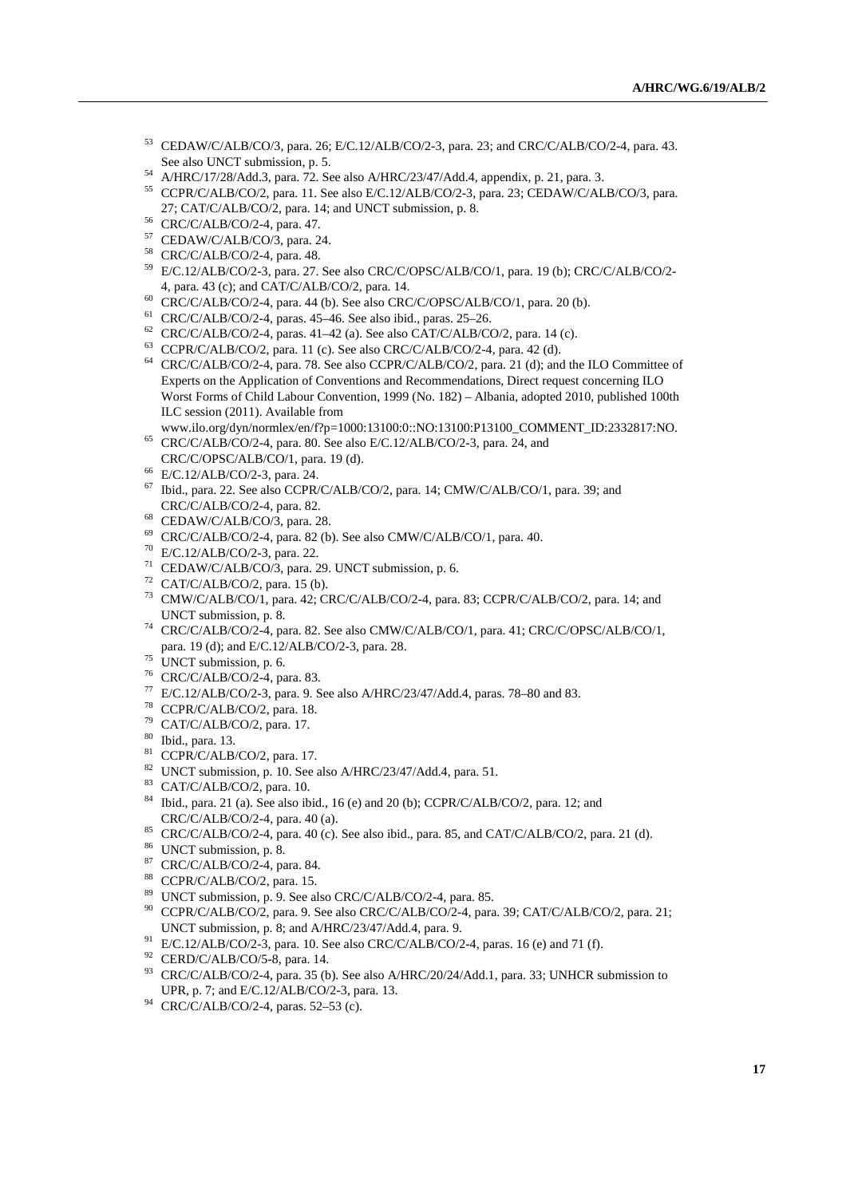[53] CEDAW/C/ALB/CO/3, para. 26; E/C.12/ALB/CO/2-3, para. 23; and CRC/C/ALB/CO/2-4, para. 43. See also UNCT submission, p. 5.

[54] A/HRC/17/28/Add.3, para. 72. See also A/HRC/23/47/Add.4, appendix, p. 21, para. 3.

[55] CCPR/C/ALB/CO/2, para. 11. See also E/C.12/ALB/CO/2-3, para. 23; CEDAW/C/ALB/CO/3, para. 27; CAT/C/ALB/CO/2, para. 14; and UNCT submission, p. 8.

[56] CRC/C/ALB/CO/2-4, para. 47.

[57] CEDAW/C/ALB/CO/3, para. 24.

[58] CRC/C/ALB/CO/2-4, para. 48.

[59] E/C.12/ALB/CO/2-3, para. 27. See also CRC/C/OPSC/ALB/CO/1, para. 19 (b); CRC/C/ALB/CO/2-4, para. 43 (c); and CAT/C/ALB/CO/2, para. 14.

[60] CRC/C/ALB/CO/2-4, para. 44 (b). See also CRC/C/OPSC/ALB/CO/1, para. 20 (b).

[61] CRC/C/ALB/CO/2-4, paras. 45–46. See also ibid., paras. 25–26.

[62] CRC/C/ALB/CO/2-4, paras. 41–42 (a). See also CAT/C/ALB/CO/2, para. 14 (c).

[63] CCPR/C/ALB/CO/2, para. 11 (c). See also CRC/C/ALB/CO/2-4, para. 42 (d).

[64] CRC/C/ALB/CO/2-4, para. 78. See also CCPR/C/ALB/CO/2, para. 21 (d); and the ILO Committee of Experts on the Application of Conventions and Recommendations, Direct request concerning ILO Worst Forms of Child Labour Convention, 1999 (No. 182) – Albania, adopted 2010, published 100th ILC session (2011). Available from www.ilo.org/dyn/normlex/en/f?p=1000:13100:0::NO:13100:P13100_COMMENT_ID:2332817:NO.

[65] CRC/C/ALB/CO/2-4, para. 80. See also E/C.12/ALB/CO/2-3, para. 24, and CRC/C/OPSC/ALB/CO/1, para. 19 (d).

[66] E/C.12/ALB/CO/2-3, para. 24.

[67] Ibid., para. 22. See also CCPR/C/ALB/CO/2, para. 14; CMW/C/ALB/CO/1, para. 39; and CRC/C/ALB/CO/2-4, para. 82.

[68] CEDAW/C/ALB/CO/3, para. 28.

[69] CRC/C/ALB/CO/2-4, para. 82 (b). See also CMW/C/ALB/CO/1, para. 40.

[70] E/C.12/ALB/CO/2-3, para. 22.

[71] CEDAW/C/ALB/CO/3, para. 29. UNCT submission, p. 6.

[72] CAT/C/ALB/CO/2, para. 15 (b).

[73] CMW/C/ALB/CO/1, para. 42; CRC/C/ALB/CO/2-4, para. 83; CCPR/C/ALB/CO/2, para. 14; and UNCT submission, p. 8.

[74] CRC/C/ALB/CO/2-4, para. 82. See also CMW/C/ALB/CO/1, para. 41; CRC/C/OPSC/ALB/CO/1, para. 19 (d); and E/C.12/ALB/CO/2-3, para. 28.

[75] UNCT submission, p. 6.

[76] CRC/C/ALB/CO/2-4, para. 83.

[77] E/C.12/ALB/CO/2-3, para. 9. See also A/HRC/23/47/Add.4, paras. 78–80 and 83.

[78] CCPR/C/ALB/CO/2, para. 18.

[79] CAT/C/ALB/CO/2, para. 17.

[80] Ibid., para. 13.

[81] CCPR/C/ALB/CO/2, para. 17.

[82] UNCT submission, p. 10. See also A/HRC/23/47/Add.4, para. 51.

[83] CAT/C/ALB/CO/2, para. 10.

[84] Ibid., para. 21 (a). See also ibid., 16 (e) and 20 (b); CCPR/C/ALB/CO/2, para. 12; and CRC/C/ALB/CO/2-4, para. 40 (a).

[85] CRC/C/ALB/CO/2-4, para. 40 (c). See also ibid., para. 85, and CAT/C/ALB/CO/2, para. 21 (d).

[86] UNCT submission, p. 8.

[87] CRC/C/ALB/CO/2-4, para. 84.

[88] CCPR/C/ALB/CO/2, para. 15.

[89] UNCT submission, p. 9. See also CRC/C/ALB/CO/2-4, para. 85.

[90] CCPR/C/ALB/CO/2, para. 9. See also CRC/C/ALB/CO/2-4, para. 39; CAT/C/ALB/CO/2, para. 21; UNCT submission, p. 8; and A/HRC/23/47/Add.4, para. 9.

[91] E/C.12/ALB/CO/2-3, para. 10. See also CRC/C/ALB/CO/2-4, paras. 16 (e) and 71 (f).

[92] CERD/C/ALB/CO/5-8, para. 14.

[93] CRC/C/ALB/CO/2-4, para. 35 (b). See also A/HRC/20/24/Add.1, para. 33; UNHCR submission to UPR, p. 7; and E/C.12/ALB/CO/2-3, para. 13.

[94] CRC/C/ALB/CO/2-4, paras. 52–53 (c).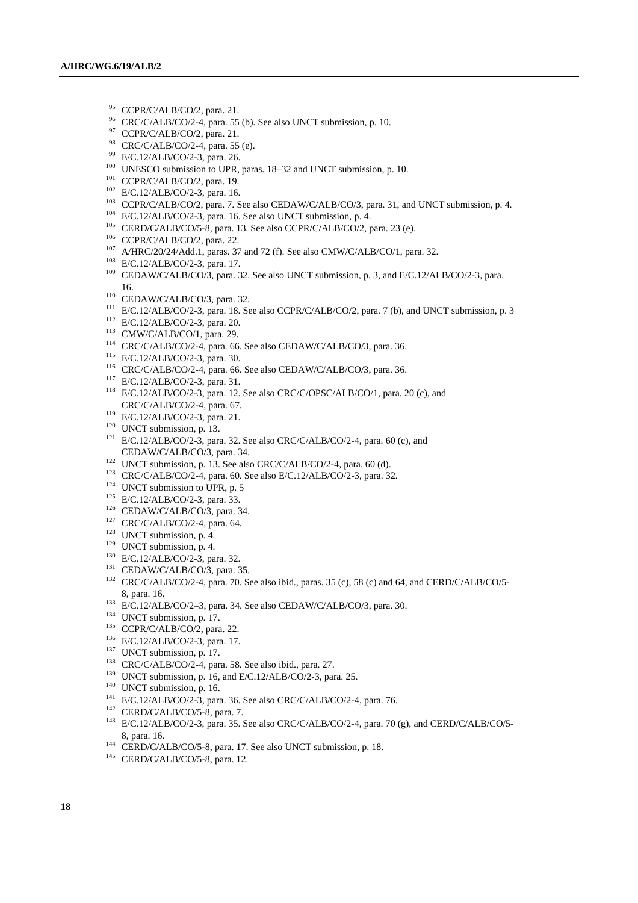[95] CCPR/C/ALB/CO/2, para. 21.

[96] CRC/C/ALB/CO/2-4, para. 55 (b). See also UNCT submission, p. 10.

[97] CCPR/C/ALB/CO/2, para. 21.

[98] CRC/C/ALB/CO/2-4, para. 55 (e).

[99] E/C.12/ALB/CO/2-3, para. 26.

[100] UNESCO submission to UPR, paras. 18–32 and UNCT submission, p. 10.

[101] CCPR/C/ALB/CO/2, para. 19.

[102] E/C.12/ALB/CO/2-3, para. 16.

[103] CCPR/C/ALB/CO/2, para. 7. See also CEDAW/C/ALB/CO/3, para. 31, and UNCT submission, p. 4.

[104] E/C.12/ALB/CO/2-3, para. 16. See also UNCT submission, p. 4.

[105] CERD/C/ALB/CO/5-8, para. 13. See also CCPR/C/ALB/CO/2, para. 23 (e).

[106] CCPR/C/ALB/CO/2, para. 22.

[107] A/HRC/20/24/Add.1, paras. 37 and 72 (f). See also CMW/C/ALB/CO/1, para. 32.

[108] E/C.12/ALB/CO/2-3, para. 17.

[109] CEDAW/C/ALB/CO/3, para. 32. See also UNCT submission, p. 3, and E/C.12/ALB/CO/2-3, para. 16.

[110] CEDAW/C/ALB/CO/3, para. 32.

[111] E/C.12/ALB/CO/2-3, para. 18. See also CCPR/C/ALB/CO/2, para. 7 (b), and UNCT submission, p. 3

[112] E/C.12/ALB/CO/2-3, para. 20.

[113] CMW/C/ALB/CO/1, para. 29.

[114] CRC/C/ALB/CO/2-4, para. 66. See also CEDAW/C/ALB/CO/3, para. 36.

[115] E/C.12/ALB/CO/2-3, para. 30.

[116] CRC/C/ALB/CO/2-4, para. 66. See also CEDAW/C/ALB/CO/3, para. 36.

[117] E/C.12/ALB/CO/2-3, para. 31.

[118] E/C.12/ALB/CO/2-3, para. 12. See also CRC/C/OPSC/ALB/CO/1, para. 20 (c), and CRC/C/ALB/CO/2-4, para. 67.

[119] E/C.12/ALB/CO/2-3, para. 21.

[120] UNCT submission, p. 13.

[121] E/C.12/ALB/CO/2-3, para. 32. See also CRC/C/ALB/CO/2-4, para. 60 (c), and CEDAW/C/ALB/CO/3, para. 34.

[122] UNCT submission, p. 13. See also CRC/C/ALB/CO/2-4, para. 60 (d).

[123] CRC/C/ALB/CO/2-4, para. 60. See also E/C.12/ALB/CO/2-3, para. 32.

[124] UNCT submission to UPR, p. 5

[125] E/C.12/ALB/CO/2-3, para. 33.

[126] CEDAW/C/ALB/CO/3, para. 34.

[127] CRC/C/ALB/CO/2-4, para. 64.

[128] UNCT submission, p. 4.

[129] UNCT submission, p. 4.

[130] E/C.12/ALB/CO/2-3, para. 32.

[131] CEDAW/C/ALB/CO/3, para. 35.

[132] CRC/C/ALB/CO/2-4, para. 70. See also ibid., paras. 35 (c), 58 (c) and 64, and CERD/C/ALB/CO/5-8, para. 16.

[133] E/C.12/ALB/CO/2–3, para. 34. See also CEDAW/C/ALB/CO/3, para. 30.

[134] UNCT submission, p. 17.

[135] CCPR/C/ALB/CO/2, para. 22.

[136] E/C.12/ALB/CO/2-3, para. 17.

[137] UNCT submission, p. 17.

[138] CRC/C/ALB/CO/2-4, para. 58. See also ibid., para. 27.

[139] UNCT submission, p. 16, and E/C.12/ALB/CO/2-3, para. 25.

[140] UNCT submission, p. 16.

[141] E/C.12/ALB/CO/2-3, para. 36. See also CRC/C/ALB/CO/2-4, para. 76.

[142] CERD/C/ALB/CO/5-8, para. 7.

[143] E/C.12/ALB/CO/2-3, para. 35. See also CRC/C/ALB/CO/2-4, para. 70 (g), and CERD/C/ALB/CO/5-8, para. 16.

[144] CERD/C/ALB/CO/5-8, para. 17. See also UNCT submission, p. 18.

[145] CERD/C/ALB/CO/5-8, para. 12.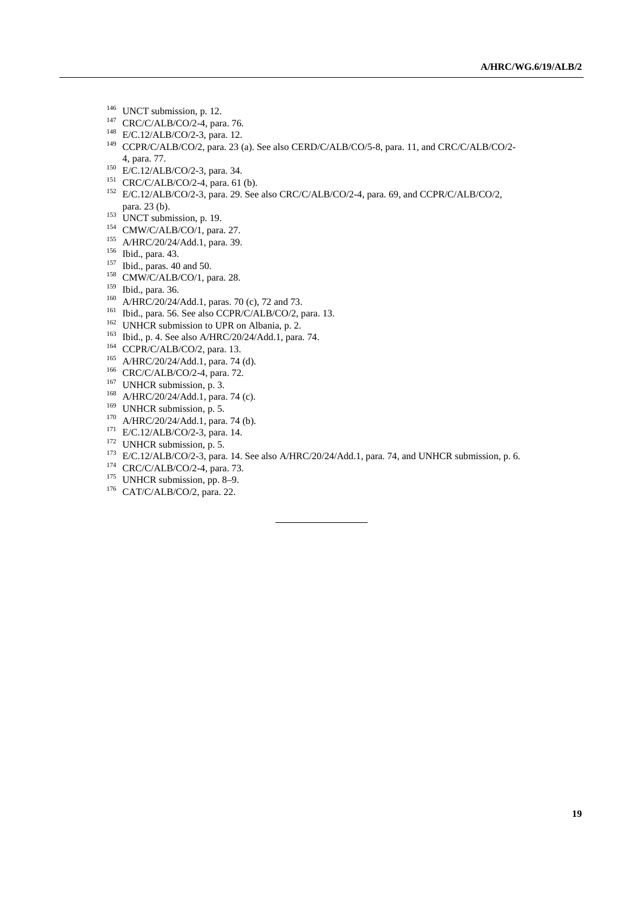[146] UNCT submission, p. 12.
[147] CRC/C/ALB/CO/2-4, para. 76.
[148] E/C.12/ALB/CO/2-3, para. 12.
[149] CCPR/C/ALB/CO/2, para. 23 (a). See also CERD/C/ALB/CO/5-8, para. 11, and CRC/C/ALB/CO/2-4, para. 77.
[150] E/C.12/ALB/CO/2-3, para. 34.
[151] CRC/C/ALB/CO/2-4, para. 61 (b).
[152] E/C.12/ALB/CO/2-3, para. 29. See also CRC/C/ALB/CO/2-4, para. 69, and CCPR/C/ALB/CO/2, para. 23 (b).
[153] UNCT submission, p. 19.
[154] CMW/C/ALB/CO/1, para. 27.
[155] A/HRC/20/24/Add.1, para. 39.
[156] Ibid., para. 43.
[157] Ibid., paras. 40 and 50.
[158] CMW/C/ALB/CO/1, para. 28.
[159] Ibid., para. 36.
[160] A/HRC/20/24/Add.1, paras. 70 (c), 72 and 73.
[161] Ibid., para. 56. See also CCPR/C/ALB/CO/2, para. 13.
[162] UNHCR submission to UPR on Albania, p. 2.
[163] Ibid., p. 4. See also A/HRC/20/24/Add.1, para. 74.
[164] CCPR/C/ALB/CO/2, para. 13.
[165] A/HRC/20/24/Add.1, para. 74 (d).
[166] CRC/C/ALB/CO/2-4, para. 72.
[167] UNHCR submission, p. 3.
[168] A/HRC/20/24/Add.1, para. 74 (c).
[169] UNHCR submission, p. 5.
[170] A/HRC/20/24/Add.1, para. 74 (b).
[171] E/C.12/ALB/CO/2-3, para. 14.
[172] UNHCR submission, p. 5.
[173] E/C.12/ALB/CO/2-3, para. 14. See also A/HRC/20/24/Add.1, para. 74, and UNHCR submission, p. 6.
[174] CRC/C/ALB/CO/2-4, para. 73.
[175] UNHCR submission, pp. 8–9.
[176] CAT/C/ALB/CO/2, para. 22.